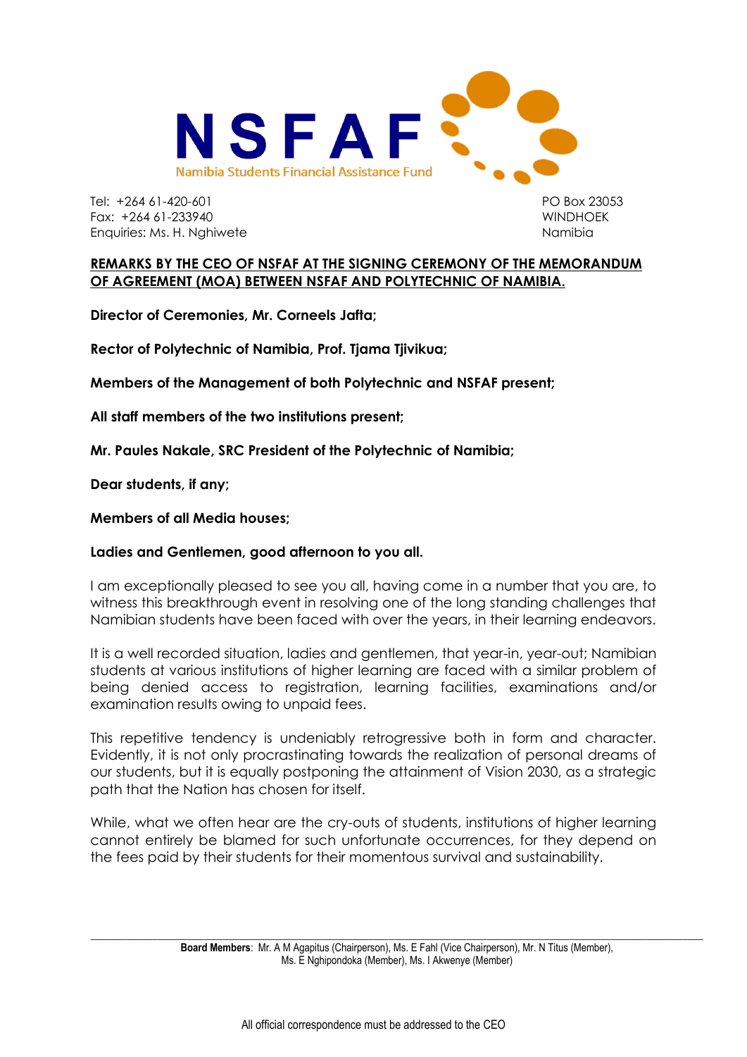**NSFAF**
Namibia Students Financial Assistance Fund

Tel: +264 61-420-601
Fax: +264 61-233940
Enquiries: Ms. H. Nghiwete

PO Box 23053
WINDHOEK
Namibia

**REMARKS BY THE CEO OF NSFAF AT THE SIGNING CEREMONY OF THE MEMORANDUM OF AGREEMENT (MOA) BETWEEN NSFAF AND POLYTECHNIC OF NAMIBIA.**

**Director of Ceremonies, Mr. Corneels Jafta;**

**Rector of Polytechnic of Namibia, Prof. Tjama Tjivikua;**

**Members of the Management of both Polytechnic and NSFAF present;**

**All staff members of the two institutions present;**

**Mr. Paules Nakale, SRC President of the Polytechnic of Namibia;**

**Dear students, if any;**

**Members of all Media houses;**

**Ladies and Gentlemen, good afternoon to you all.**

I am exceptionally pleased to see you all, having come in a number that you are, to witness this breakthrough event in resolving one of the long standing challenges that Namibian students have been faced with over the years, in their learning endeavors.

It is a well recorded situation, ladies and gentlemen, that year-in, year-out; Namibian students at various institutions of higher learning are faced with a similar problem of being denied access to registration, learning facilities, examinations and/or examination results owing to unpaid fees.

This repetitive tendency is undeniably retrogressive both in form and character. Evidently, it is not only procrastinating towards the realization of personal dreams of our students, but it is equally postponing the attainment of Vision 2030, as a strategic path that the Nation has chosen for itself.

While, what we often hear are the cry-outs of students, institutions of higher learning cannot entirely be blamed for such unfortunate occurrences, for they depend on the fees paid by their students for their momentous survival and sustainability.

**Board Members**: Mr. A M Agapitus (Chairperson), Ms. E Fahl (Vice Chairperson), Mr. N Titus (Member), Ms. E Nghipondoka (Member), Ms. I Akwenye (Member)

All official correspondence must be addressed to the CEO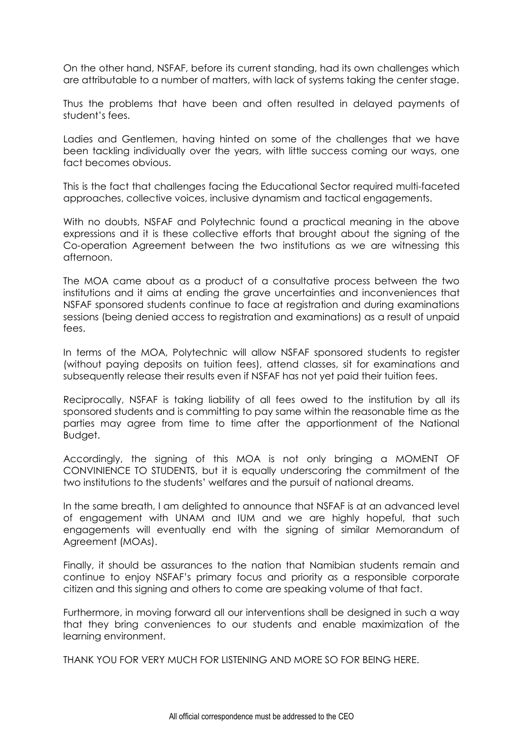On the other hand, NSFAF, before its current standing, had its own challenges which are attributable to a number of matters, with lack of systems taking the center stage.

Thus the problems that have been and often resulted in delayed payments of student's fees.

Ladies and Gentlemen, having hinted on some of the challenges that we have been tackling individually over the years, with little success coming our ways, one fact becomes obvious.

This is the fact that challenges facing the Educational Sector required multi-faceted approaches, collective voices, inclusive dynamism and tactical engagements.

With no doubts, NSFAF and Polytechnic found a practical meaning in the above expressions and it is these collective efforts that brought about the signing of the Co-operation Agreement between the two institutions as we are witnessing this afternoon.

The MOA came about as a product of a consultative process between the two institutions and it aims at ending the grave uncertainties and inconveniences that NSFAF sponsored students continue to face at registration and during examinations sessions (being denied access to registration and examinations) as a result of unpaid fees.

In terms of the MOA, Polytechnic will allow NSFAF sponsored students to register (without paying deposits on tuition fees), attend classes, sit for examinations and subsequently release their results even if NSFAF has not yet paid their tuition fees.

Reciprocally, NSFAF is taking liability of all fees owed to the institution by all its sponsored students and is committing to pay same within the reasonable time as the parties may agree from time to time after the apportionment of the National Budget.

Accordingly, the signing of this MOA is not only bringing a MOMENT OF CONVINIENCE TO STUDENTS, but it is equally underscoring the commitment of the two institutions to the students' welfares and the pursuit of national dreams.

In the same breath, I am delighted to announce that NSFAF is at an advanced level of engagement with UNAM and IUM and we are highly hopeful, that such engagements will eventually end with the signing of similar Memorandum of Agreement (MOAs).

Finally, it should be assurances to the nation that Namibian students remain and continue to enjoy NSFAF's primary focus and priority as a responsible corporate citizen and this signing and others to come are speaking volume of that fact.

Furthermore, in moving forward all our interventions shall be designed in such a way that they bring conveniences to our students and enable maximization of the learning environment.

THANK YOU FOR VERY MUCH FOR LISTENING AND MORE SO FOR BEING HERE.